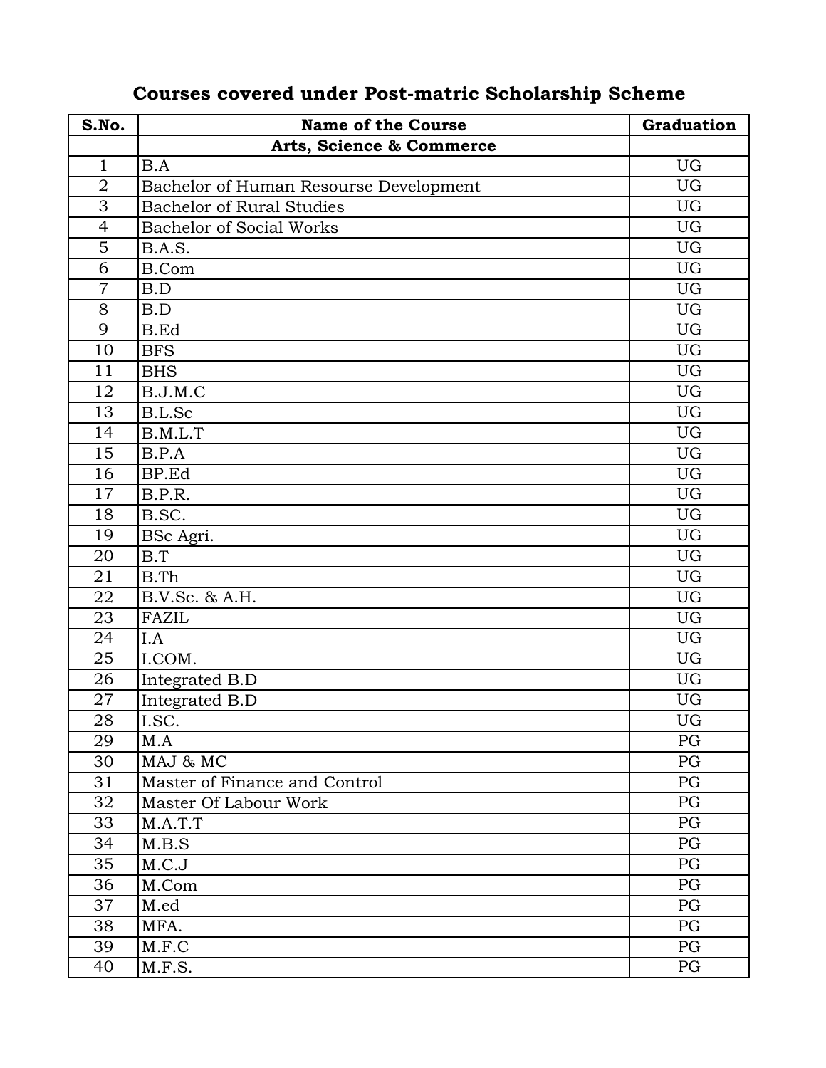# Courses covered under Post-matric Scholarship Scheme

| S.No. | Name of the Course | Graduation |
|---|---|---|
| | **Arts, Science & Commerce** | |
| 1 | B.A | UG |
| 2 | Bachelor of Human Resourse Development | UG |
| 3 | Bachelor of Rural Studies | UG |
| 4 | Bachelor of Social Works | UG |
| 5 | B.A.S. | UG |
| 6 | B.Com | UG |
| 7 | B.D | UG |
| 8 | B.D | UG |
| 9 | B.Ed | UG |
| 10 | BFS | UG |
| 11 | BHS | UG |
| 12 | B.J.M.C | UG |
| 13 | B.L.Sc | UG |
| 14 | B.M.L.T | UG |
| 15 | B.P.A | UG |
| 16 | BP.Ed | UG |
| 17 | B.P.R. | UG |
| 18 | B.SC. | UG |
| 19 | BSc Agri. | UG |
| 20 | B.T | UG |
| 21 | B.Th | UG |
| 22 | B.V.Sc. & A.H. | UG |
| 23 | FAZIL | UG |
| 24 | I.A | UG |
| 25 | I.COM. | UG |
| 26 | Integrated B.D | UG |
| 27 | Integrated B.D | UG |
| 28 | I.SC. | UG |
| 29 | M.A | PG |
| 30 | MAJ & MC | PG |
| 31 | Master of Finance and Control | PG |
| 32 | Master Of Labour Work | PG |
| 33 | M.A.T.T | PG |
| 34 | M.B.S | PG |
| 35 | M.C.J | PG |
| 36 | M.Com | PG |
| 37 | M.ed | PG |
| 38 | MFA. | PG |
| 39 | M.F.C | PG |
| 40 | M.F.S. | PG |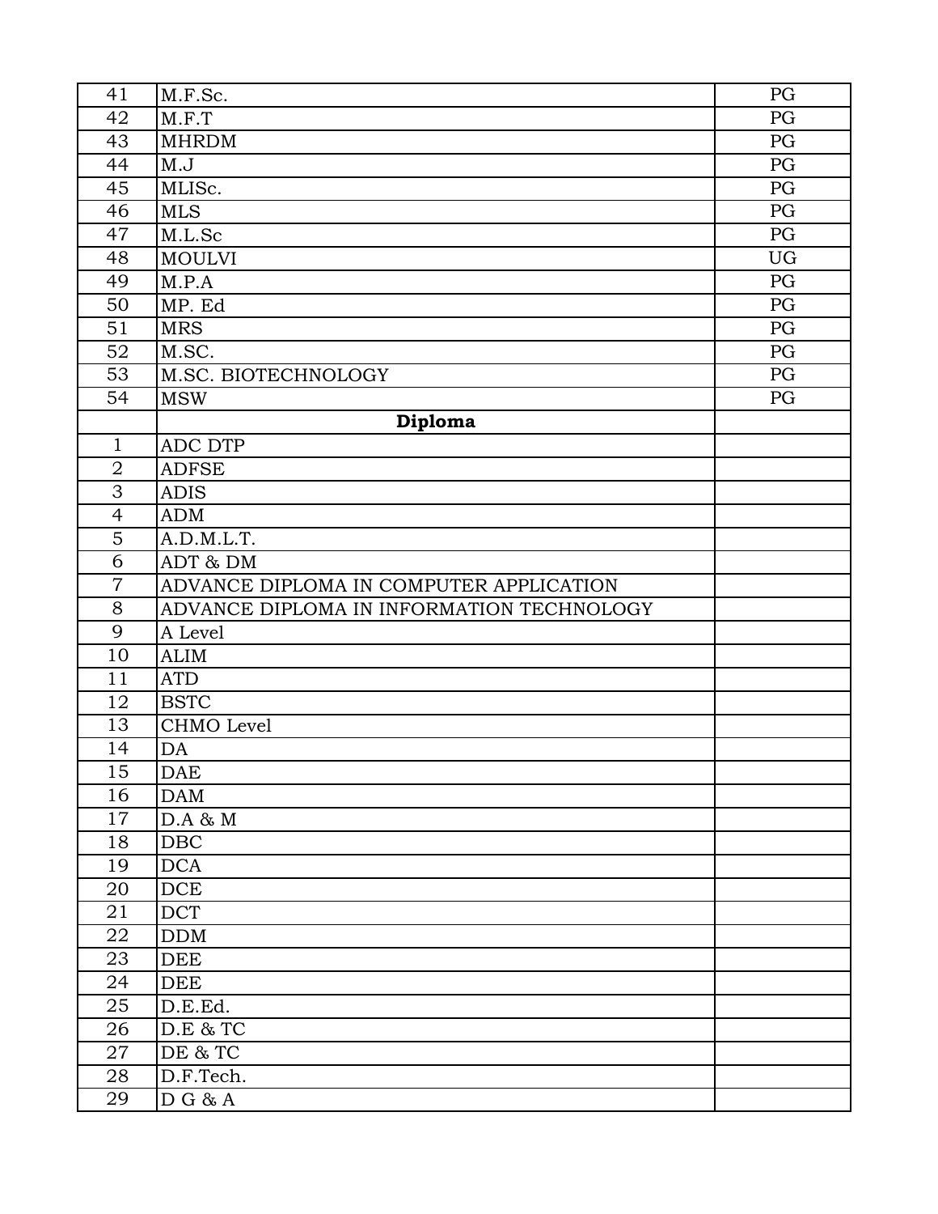| | | |
|---|---|---|
| 41 | M.F.Sc. | PG |
| 42 | M.F.T | PG |
| 43 | MHRDM | PG |
| 44 | M.J | PG |
| 45 | MLISc. | PG |
| 46 | MLS | PG |
| 47 | M.L.Sc | PG |
| 48 | MOULVI | UG |
| 49 | M.P.A | PG |
| 50 | MP. Ed | PG |
| 51 | MRS | PG |
| 52 | M.SC. | PG |
| 53 | M.SC. BIOTECHNOLOGY | PG |
| 54 | MSW | PG |
| | **Diploma** | |
| 1 | ADC DTP | |
| 2 | ADFSE | |
| 3 | ADIS | |
| 4 | ADM | |
| 5 | A.D.M.L.T. | |
| 6 | ADT & DM | |
| 7 | ADVANCE DIPLOMA IN COMPUTER APPLICATION | |
| 8 | ADVANCE DIPLOMA IN INFORMATION TECHNOLOGY | |
| 9 | A Level | |
| 10 | ALIM | |
| 11 | ATD | |
| 12 | BSTC | |
| 13 | CHMO Level | |
| 14 | DA | |
| 15 | DAE | |
| 16 | DAM | |
| 17 | D.A & M | |
| 18 | DBC | |
| 19 | DCA | |
| 20 | DCE | |
| 21 | DCT | |
| 22 | DDM | |
| 23 | DEE | |
| 24 | DEE | |
| 25 | D.E.Ed. | |
| 26 | D.E & TC | |
| 27 | DE & TC | |
| 28 | D.F.Tech. | |
| 29 | D G & A | |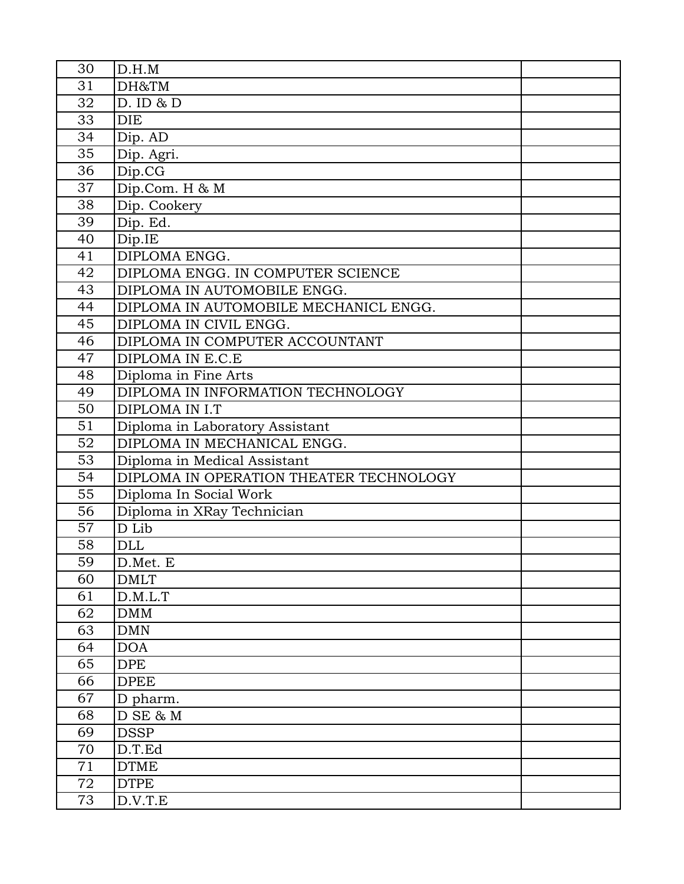| | | |
|---|---|---|
| 30 | D.H.M | |
| 31 | DH&TM | |
| 32 | D. ID & D | |
| 33 | DIE | |
| 34 | Dip. AD | |
| 35 | Dip. Agri. | |
| 36 | Dip.CG | |
| 37 | Dip.Com. H & M | |
| 38 | Dip. Cookery | |
| 39 | Dip. Ed. | |
| 40 | Dip.IE | |
| 41 | DIPLOMA ENGG. | |
| 42 | DIPLOMA ENGG. IN COMPUTER SCIENCE | |
| 43 | DIPLOMA IN AUTOMOBILE ENGG. | |
| 44 | DIPLOMA IN AUTOMOBILE MECHANICL ENGG. | |
| 45 | DIPLOMA IN CIVIL ENGG. | |
| 46 | DIPLOMA IN COMPUTER ACCOUNTANT | |
| 47 | DIPLOMA IN E.C.E | |
| 48 | Diploma in Fine Arts | |
| 49 | DIPLOMA IN INFORMATION TECHNOLOGY | |
| 50 | DIPLOMA IN I.T | |
| 51 | Diploma in Laboratory Assistant | |
| 52 | DIPLOMA IN MECHANICAL ENGG. | |
| 53 | Diploma in Medical Assistant | |
| 54 | DIPLOMA IN OPERATION THEATER TECHNOLOGY | |
| 55 | Diploma In Social Work | |
| 56 | Diploma in XRay Technician | |
| 57 | D Lib | |
| 58 | DLL | |
| 59 | D.Met. E | |
| 60 | DMLT | |
| 61 | D.M.L.T | |
| 62 | DMM | |
| 63 | DMN | |
| 64 | DOA | |
| 65 | DPE | |
| 66 | DPEE | |
| 67 | D pharm. | |
| 68 | D SE & M | |
| 69 | DSSP | |
| 70 | D.T.Ed | |
| 71 | DTME | |
| 72 | DTPE | |
| 73 | D.V.T.E | |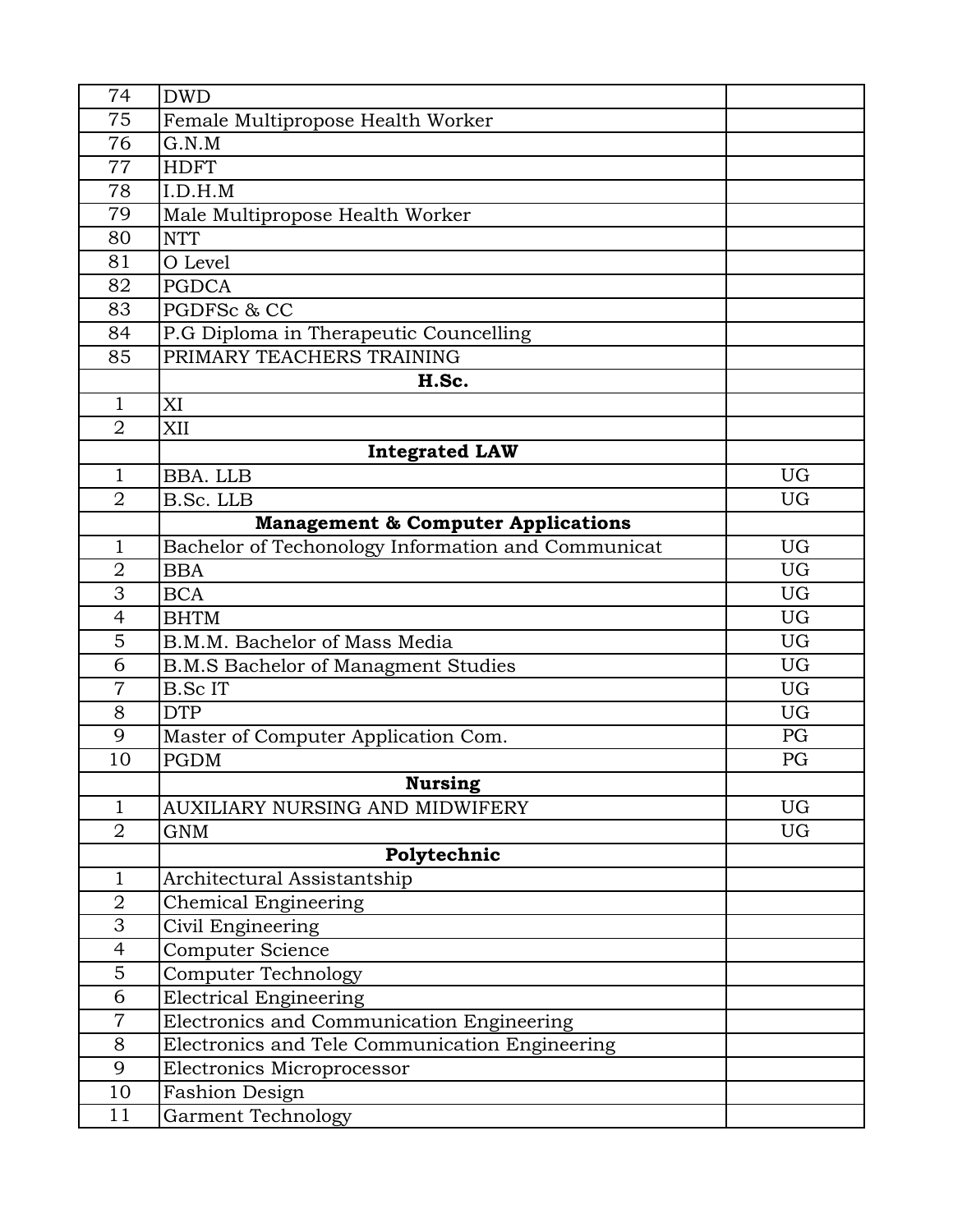| 74 | DWD | |
|---|---|---|
| 75 | Female Multipropose Health Worker | |
| 76 | G.N.M | |
| 77 | HDFT | |
| 78 | I.D.H.M | |
| 79 | Male Multipropose Health Worker | |
| 80 | NTT | |
| 81 | O Level | |
| 82 | PGDCA | |
| 83 | PGDFSc & CC | |
| 84 | P.G Diploma in Therapeutic Councelling | |
| 85 | PRIMARY TEACHERS TRAINING | |
| | **H.Sc.** | |
| 1 | XI | |
| 2 | XII | |
| | **Integrated LAW** | |
| 1 | BBA. LLB | UG |
| 2 | B.Sc. LLB | UG |
| | **Management & Computer Applications** | |
| 1 | Bachelor of Techonology Information and Communicat | UG |
| 2 | BBA | UG |
| 3 | BCA | UG |
| 4 | BHTM | UG |
| 5 | B.M.M. Bachelor of Mass Media | UG |
| 6 | B.M.S Bachelor of Managment Studies | UG |
| 7 | B.Sc IT | UG |
| 8 | DTP | UG |
| 9 | Master of Computer Application Com. | PG |
| 10 | PGDM | PG |
| | **Nursing** | |
| 1 | AUXILIARY NURSING AND MIDWIFERY | UG |
| 2 | GNM | UG |
| | **Polytechnic** | |
| 1 | Architectural Assistantship | |
| 2 | Chemical Engineering | |
| 3 | Civil Engineering | |
| 4 | Computer Science | |
| 5 | Computer Technology | |
| 6 | Electrical Engineering | |
| 7 | Electronics and Communication Engineering | |
| 8 | Electronics and Tele Communication Engineering | |
| 9 | Electronics Microprocessor | |
| 10 | Fashion Design | |
| 11 | Garment Technology | |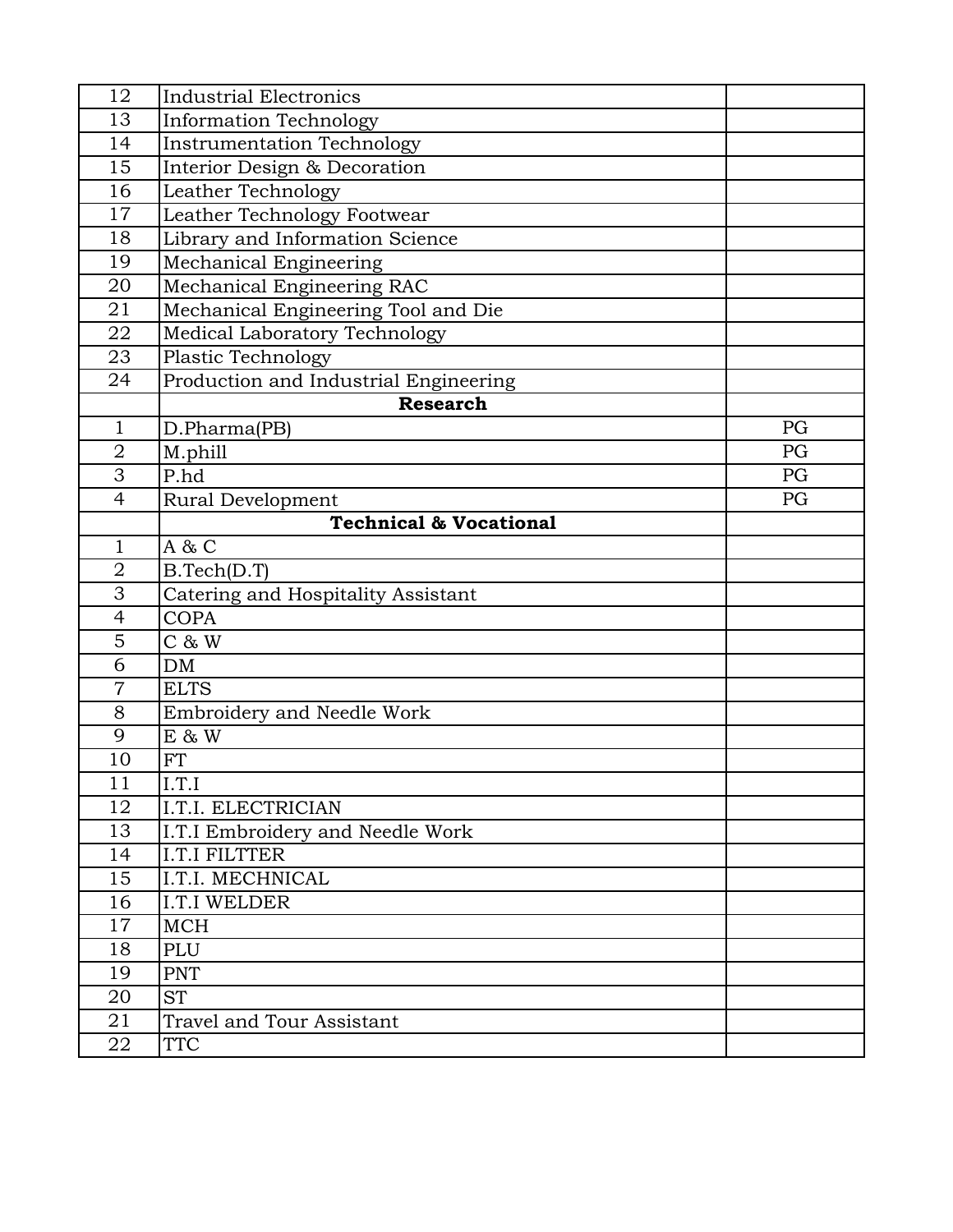| | | |
|---|---|---|
| 12 | Industrial Electronics | |
| 13 | Information Technology | |
| 14 | Instrumentation Technology | |
| 15 | Interior Design & Decoration | |
| 16 | Leather Technology | |
| 17 | Leather Technology Footwear | |
| 18 | Library and Information Science | |
| 19 | Mechanical Engineering | |
| 20 | Mechanical Engineering RAC | |
| 21 | Mechanical Engineering Tool and Die | |
| 22 | Medical Laboratory Technology | |
| 23 | Plastic Technology | |
| 24 | Production and Industrial Engineering | |
| | **Research** | |
| 1 | D.Pharma(PB) | PG |
| 2 | M.phill | PG |
| 3 | P.hd | PG |
| 4 | Rural Development | PG |
| | **Technical & Vocational** | |
| 1 | A & C | |
| 2 | B.Tech(D.T) | |
| 3 | Catering and Hospitality Assistant | |
| 4 | COPA | |
| 5 | C & W | |
| 6 | DM | |
| 7 | ELTS | |
| 8 | Embroidery and Needle Work | |
| 9 | E & W | |
| 10 | FT | |
| 11 | I.T.I | |
| 12 | I.T.I. ELECTRICIAN | |
| 13 | I.T.I Embroidery and Needle Work | |
| 14 | I.T.I FILTTER | |
| 15 | I.T.I. MECHNICAL | |
| 16 | I.T.I WELDER | |
| 17 | MCH | |
| 18 | PLU | |
| 19 | PNT | |
| 20 | ST | |
| 21 | Travel and Tour Assistant | |
| 22 | TTC | |